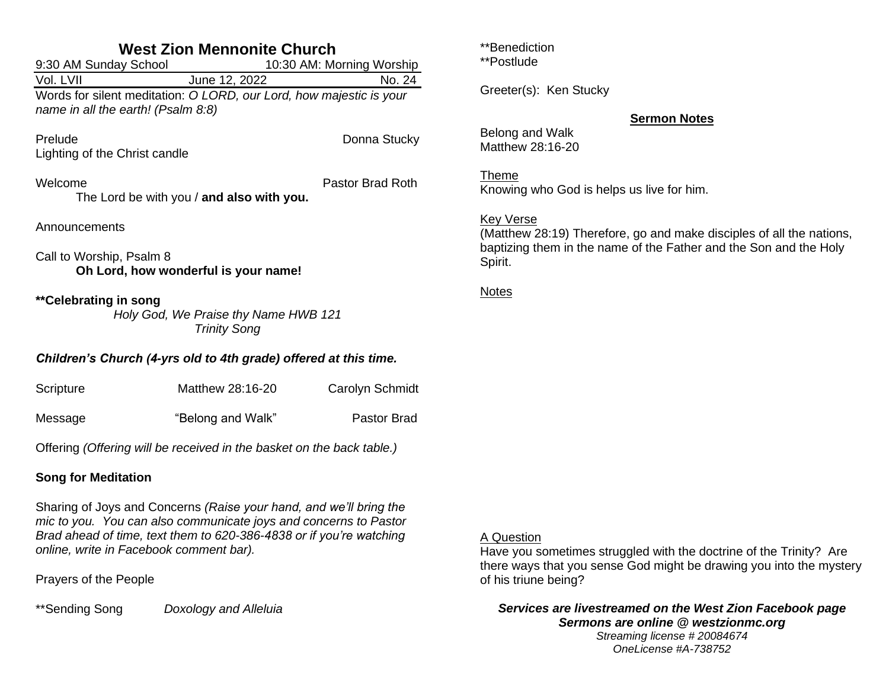# West Zion Mennonite Church

9:30 AM Sunday School | 10:30 AM: Morning Worship

Vol. LVII | June 12, 2022 | No. 24

Words for silent meditation: *O LORD, our Lord, how majestic is your name in all the earth! (Psalm 8:8)*

Prelude — Donna Stucky

Lighting of the Christ candle

Welcome — Pastor Brad Roth

The Lord be with you / **and also with you.**

Announcements

Call to Worship, Psalm 8

**Oh Lord, how wonderful is your name!**

**\*\*Celebrating in song**

*Holy God, We Praise thy Name HWB 121*

*Trinity Song*

***Children's Church (4-yrs old to 4th grade) offered at this time.***

Scripture — Matthew 28:16-20 — Carolyn Schmidt

Message — "Belong and Walk" — Pastor Brad

Offering *(Offering will be received in the basket on the back table.)*

**Song for Meditation**

Sharing of Joys and Concerns *(Raise your hand, and we'll bring the mic to you. You can also communicate joys and concerns to Pastor Brad ahead of time, text them to 620-386-4838 or if you're watching online, write in Facebook comment bar).*

Prayers of the People

\*\*Sending Song — *Doxology and Alleluia*

\*\*Benediction

\*\*Postlude

Greeter(s): Ken Stucky

## Sermon Notes

Belong and Walk

Matthew 28:16-20

Theme

Knowing who God is helps us live for him.

Key Verse

(Matthew 28:19) Therefore, go and make disciples of all the nations, baptizing them in the name of the Father and the Son and the Holy Spirit.

Notes

A Question

Have you sometimes struggled with the doctrine of the Trinity? Are there ways that you sense God might be drawing you into the mystery of his triune being?

***Services are livestreamed on the West Zion Facebook page***

***Sermons are online @ westzionmc.org***

*Streaming license # 20084674*

*OneLicense #A-738752*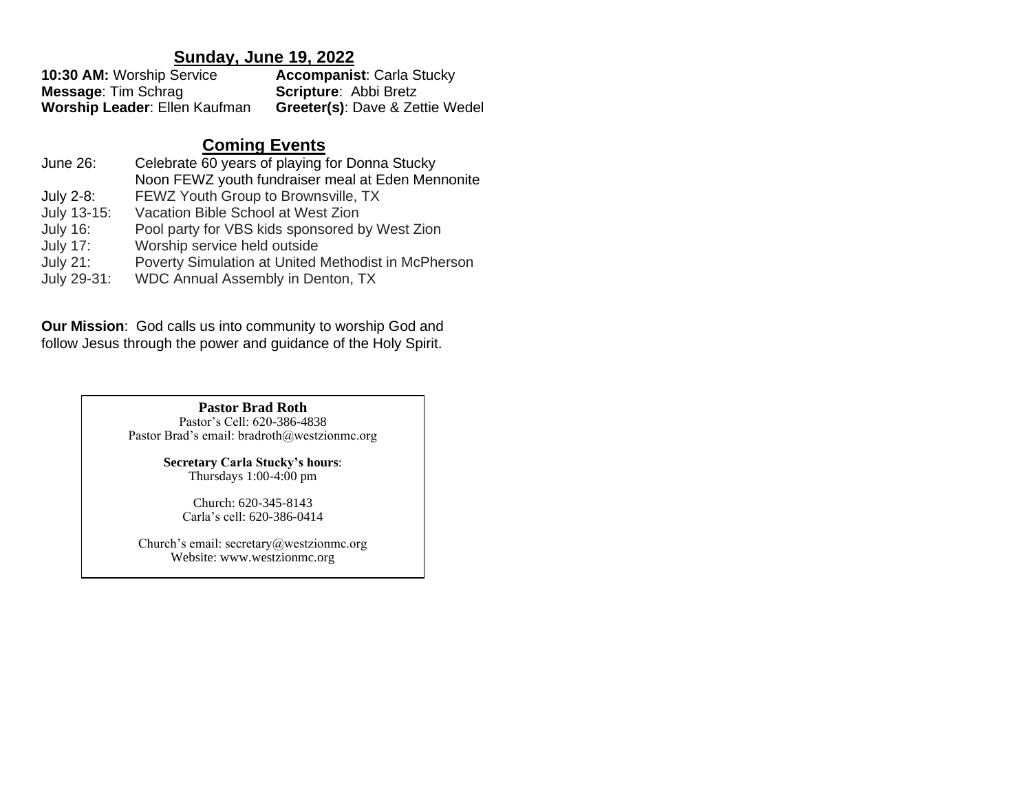## Sunday, June 19, 2022

**10:30 AM:** Worship Service
**Message**: Tim Schrag
**Worship Leader**: Ellen Kaufman
**Accompanist**: Carla Stucky
**Scripture**: Abbi Bretz
**Greeter(s)**: Dave & Zettie Wedel

## Coming Events

June 26: Celebrate 60 years of playing for Donna Stucky
Noon FEWZ youth fundraiser meal at Eden Mennonite
July 2-8: FEWZ Youth Group to Brownsville, TX
July 13-15: Vacation Bible School at West Zion
July 16: Pool party for VBS kids sponsored by West Zion
July 17: Worship service held outside
July 21: Poverty Simulation at United Methodist in McPherson
July 29-31: WDC Annual Assembly in Denton, TX

**Our Mission**: God calls us into community to worship God and follow Jesus through the power and guidance of the Holy Spirit.

**Pastor Brad Roth**
Pastor's Cell: 620-386-4838
Pastor Brad's email: bradroth@westzionmc.org

**Secretary Carla Stucky's hours**:
Thursdays 1:00-4:00 pm

Church: 620-345-8143
Carla's cell: 620-386-0414

Church's email: secretary@westzionmc.org
Website: www.westzionmc.org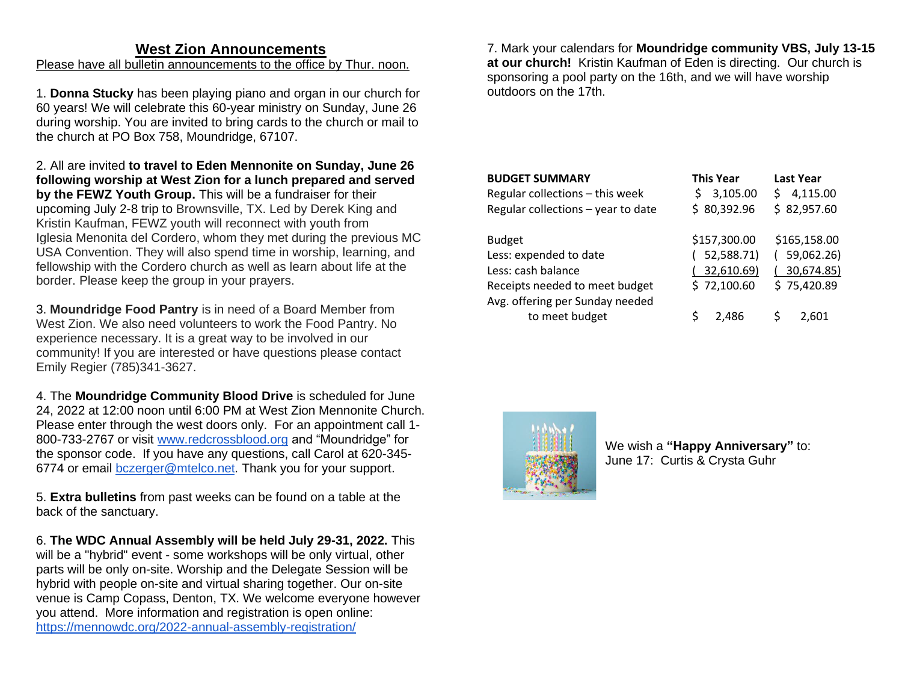# West Zion Announcements

Please have all bulletin announcements to the office by Thur. noon.

1. **Donna Stucky** has been playing piano and organ in our church for 60 years! We will celebrate this 60-year ministry on Sunday, June 26 during worship. You are invited to bring cards to the church or mail to the church at PO Box 758, Moundridge, 67107.

2. All are invited **to travel to Eden Mennonite on Sunday, June 26 following worship at West Zion for a lunch prepared and served by the FEWZ Youth Group.** This will be a fundraiser for their upcoming July 2-8 trip to Brownsville, TX. Led by Derek King and Kristin Kaufman, FEWZ youth will reconnect with youth from Iglesia Menonita del Cordero, whom they met during the previous MC USA Convention. They will also spend time in worship, learning, and fellowship with the Cordero church as well as learn about life at the border. Please keep the group in your prayers.

3. **Moundridge Food Pantry** is in need of a Board Member from West Zion. We also need volunteers to work the Food Pantry. No experience necessary. It is a great way to be involved in our community! If you are interested or have questions please contact Emily Regier (785)341-3627.

4. The **Moundridge Community Blood Drive** is scheduled for June 24, 2022 at 12:00 noon until 6:00 PM at West Zion Mennonite Church. Please enter through the west doors only. For an appointment call 1-800-733-2767 or visit www.redcrossblood.org and "Moundridge" for the sponsor code. If you have any questions, call Carol at 620-345-6774 or email bczerger@mtelco.net. Thank you for your support.

5. **Extra bulletins** from past weeks can be found on a table at the back of the sanctuary.

6. **The WDC Annual Assembly will be held July 29-31, 2022.** This will be a "hybrid" event - some workshops will be only virtual, other parts will be only on-site. Worship and the Delegate Session will be hybrid with people on-site and virtual sharing together. Our on-site venue is Camp Copass, Denton, TX. We welcome everyone however you attend. More information and registration is open online: https://mennowdc.org/2022-annual-assembly-registration/

7. Mark your calendars for **Moundridge community VBS, July 13-15 at our church!** Kristin Kaufman of Eden is directing. Our church is sponsoring a pool party on the 16th, and we will have worship outdoors on the 17th.

| **BUDGET SUMMARY** | **This Year** | **Last Year** |
|---|---|---|
| Regular collections – this week | $ 3,105.00 | $ 4,115.00 |
| Regular collections – year to date | $ 80,392.96 | $ 82,957.60 |
| | | |
| Budget | $157,300.00 | $165,158.00 |
| Less: expended to date | ( 52,588.71) | ( 59,062.26) |
| Less: cash balance | ( 32,610.69) | ( 30,674.85) |
| Receipts needed to meet budget | $ 72,100.60 | $ 75,420.89 |
| Avg. offering per Sunday needed to meet budget | $ 2,486 | $ 2,601 |

We wish a **"Happy Anniversary"** to:
June 17: Curtis & Crysta Guhr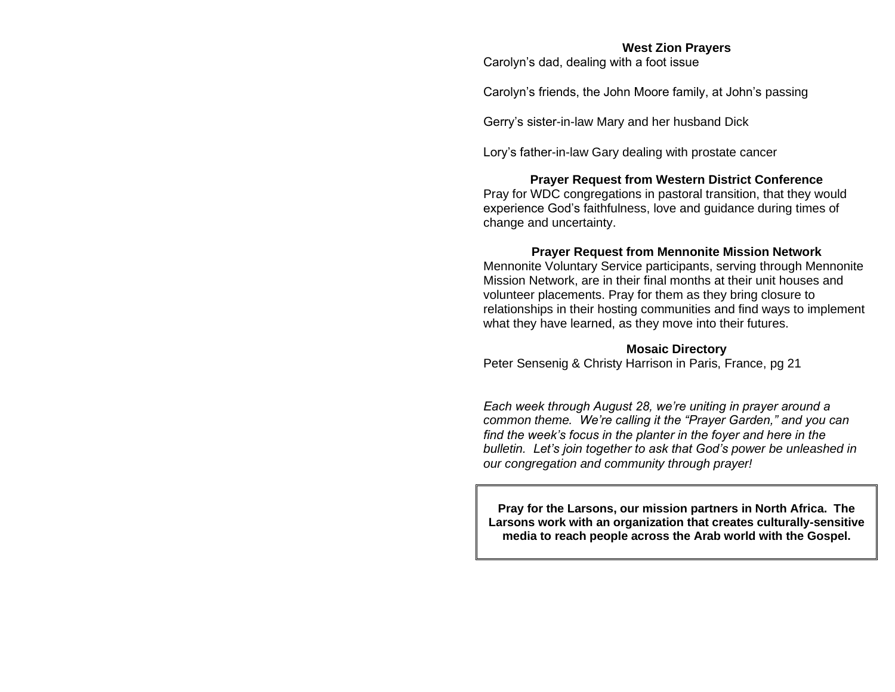**West Zion Prayers**

Carolyn's dad, dealing with a foot issue

Carolyn's friends, the John Moore family, at John's passing

Gerry's sister-in-law Mary and her husband Dick

Lory's father-in-law Gary dealing with prostate cancer

**Prayer Request from Western District Conference**

Pray for WDC congregations in pastoral transition, that they would experience God's faithfulness, love and guidance during times of change and uncertainty.

**Prayer Request from Mennonite Mission Network**

Mennonite Voluntary Service participants, serving through Mennonite Mission Network, are in their final months at their unit houses and volunteer placements. Pray for them as they bring closure to relationships in their hosting communities and find ways to implement what they have learned, as they move into their futures.

**Mosaic Directory**

Peter Sensenig & Christy Harrison in Paris, France, pg 21

*Each week through August 28, we're uniting in prayer around a common theme. We're calling it the "Prayer Garden," and you can find the week's focus in the planter in the foyer and here in the bulletin. Let's join together to ask that God's power be unleashed in our congregation and community through prayer!*

**Pray for the Larsons, our mission partners in North Africa. The Larsons work with an organization that creates culturally-sensitive media to reach people across the Arab world with the Gospel.**